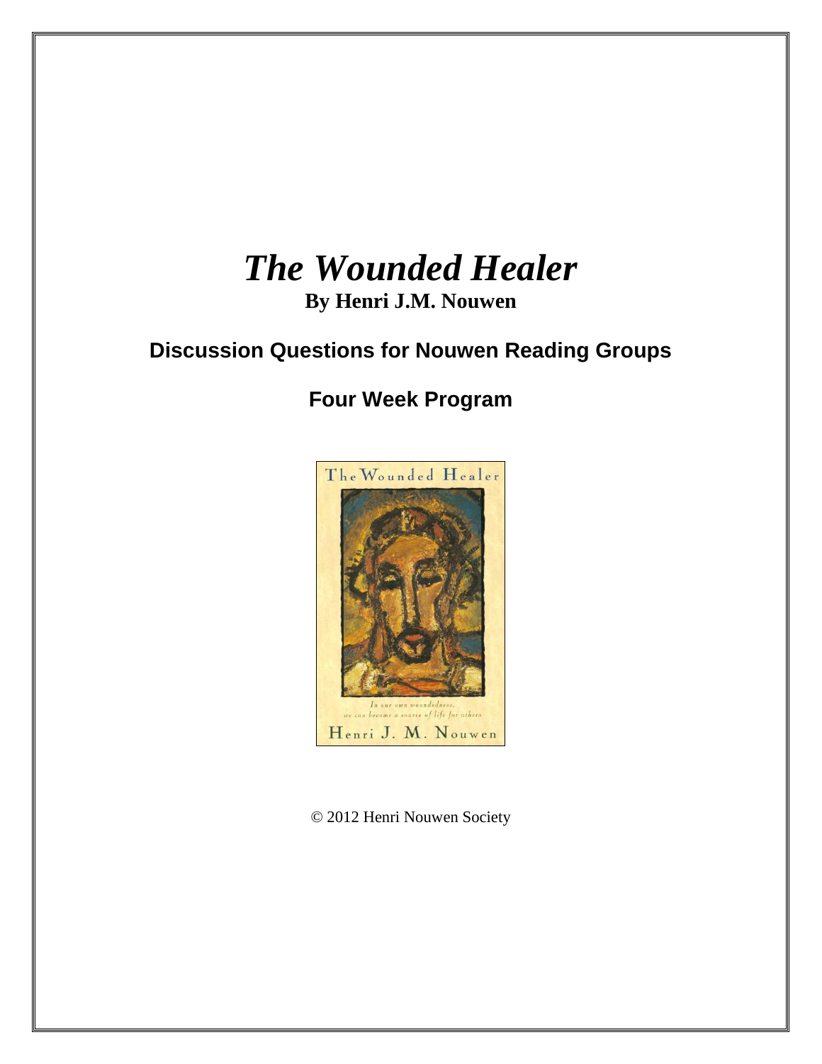# *The Wounded Healer*

**By Henri J.M. Nouwen**

## Discussion Questions for Nouwen Reading Groups

## Four Week Program

© 2012 Henri Nouwen Society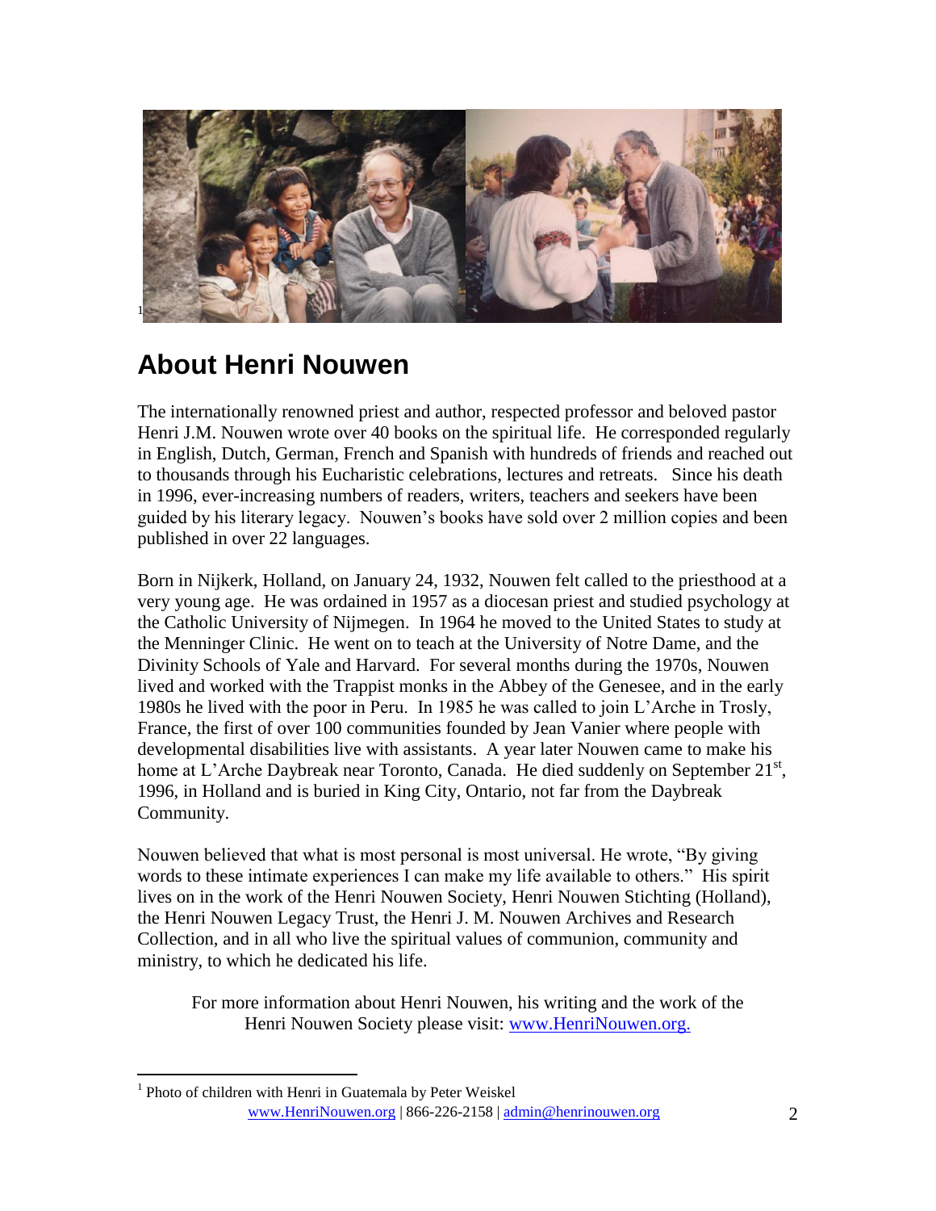## About Henri Nouwen

The internationally renowned priest and author, respected professor and beloved pastor Henri J.M. Nouwen wrote over 40 books on the spiritual life. He corresponded regularly in English, Dutch, German, French and Spanish with hundreds of friends and reached out to thousands through his Eucharistic celebrations, lectures and retreats. Since his death in 1996, ever-increasing numbers of readers, writers, teachers and seekers have been guided by his literary legacy. Nouwen's books have sold over 2 million copies and been published in over 22 languages.

Born in Nijkerk, Holland, on January 24, 1932, Nouwen felt called to the priesthood at a very young age. He was ordained in 1957 as a diocesan priest and studied psychology at the Catholic University of Nijmegen. In 1964 he moved to the United States to study at the Menninger Clinic. He went on to teach at the University of Notre Dame, and the Divinity Schools of Yale and Harvard. For several months during the 1970s, Nouwen lived and worked with the Trappist monks in the Abbey of the Genesee, and in the early 1980s he lived with the poor in Peru. In 1985 he was called to join L'Arche in Trosly, France, the first of over 100 communities founded by Jean Vanier where people with developmental disabilities live with assistants. A year later Nouwen came to make his home at L'Arche Daybreak near Toronto, Canada. He died suddenly on September 21st, 1996, in Holland and is buried in King City, Ontario, not far from the Daybreak Community.

Nouwen believed that what is most personal is most universal. He wrote, "By giving words to these intimate experiences I can make my life available to others." His spirit lives on in the work of the Henri Nouwen Society, Henri Nouwen Stichting (Holland), the Henri Nouwen Legacy Trust, the Henri J. M. Nouwen Archives and Research Collection, and in all who live the spiritual values of communion, community and ministry, to which he dedicated his life.

For more information about Henri Nouwen, his writing and the work of the Henri Nouwen Society please visit: [www.HenriNouwen.org.](http://www.HenriNouwen.org)

[1] Photo of children with Henri in Guatemala by Peter Weiskel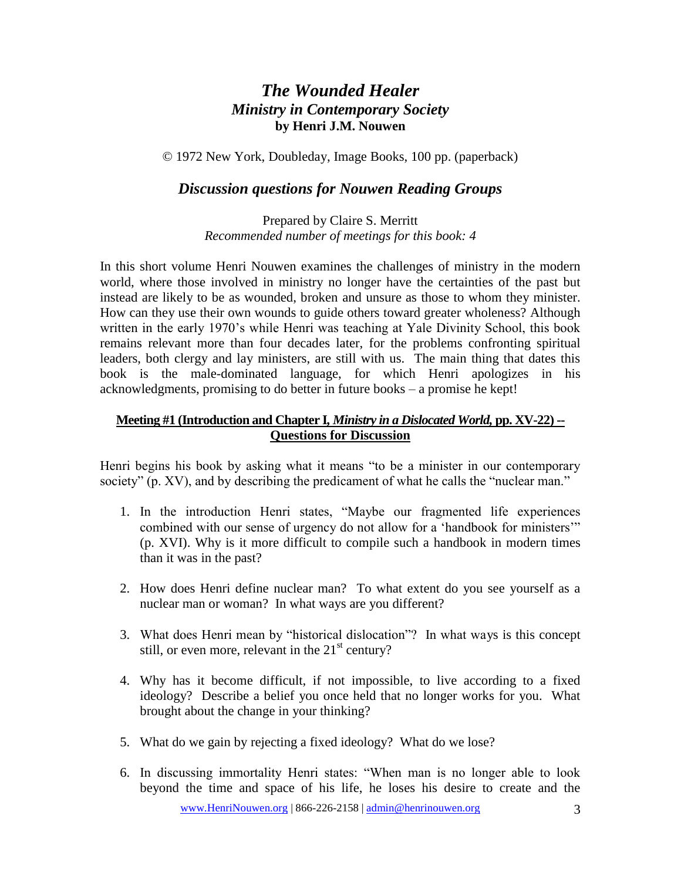# *The Wounded Healer*
## *Ministry in Contemporary Society*
**by Henri J.M. Nouwen**

© 1972 New York, Doubleday, Image Books, 100 pp. (paperback)

## *Discussion questions for Nouwen Reading Groups*

Prepared by Claire S. Merritt
*Recommended number of meetings for this book: 4*

In this short volume Henri Nouwen examines the challenges of ministry in the modern world, where those involved in ministry no longer have the certainties of the past but instead are likely to be as wounded, broken and unsure as those to whom they minister. How can they use their own wounds to guide others toward greater wholeness? Although written in the early 1970's while Henri was teaching at Yale Divinity School, this book remains relevant more than four decades later, for the problems confronting spiritual leaders, both clergy and lay ministers, are still with us. The main thing that dates this book is the male-dominated language, for which Henri apologizes in his acknowledgments, promising to do better in future books – a promise he kept!

### **Meeting #1 (Introduction and Chapter I, *Ministry in a Dislocated World*, pp. XV-22) -- Questions for Discussion**

Henri begins his book by asking what it means "to be a minister in our contemporary society" (p. XV), and by describing the predicament of what he calls the "nuclear man."

1. In the introduction Henri states, "Maybe our fragmented life experiences combined with our sense of urgency do not allow for a 'handbook for ministers'" (p. XVI). Why is it more difficult to compile such a handbook in modern times than it was in the past?
2. How does Henri define nuclear man? To what extent do you see yourself as a nuclear man or woman? In what ways are you different?
3. What does Henri mean by "historical dislocation"? In what ways is this concept still, or even more, relevant in the 21st century?
4. Why has it become difficult, if not impossible, to live according to a fixed ideology? Describe a belief you once held that no longer works for you. What brought about the change in your thinking?
5. What do we gain by rejecting a fixed ideology? What do we lose?
6. In discussing immortality Henri states: "When man is no longer able to look beyond the time and space of his life, he loses his desire to create and the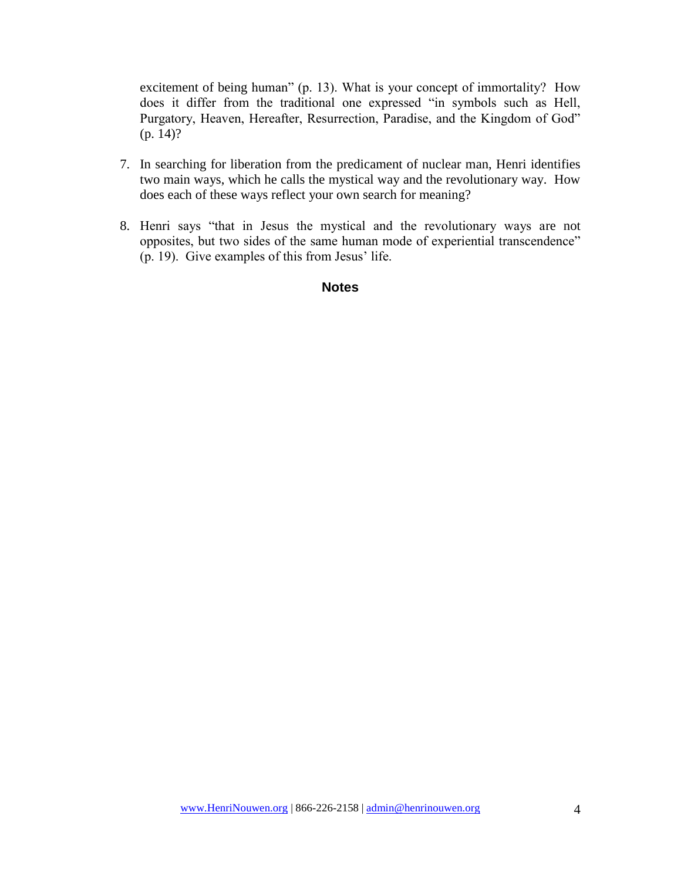excitement of being human" (p. 13). What is your concept of immortality? How does it differ from the traditional one expressed "in symbols such as Hell, Purgatory, Heaven, Hereafter, Resurrection, Paradise, and the Kingdom of God" (p. 14)?

7. In searching for liberation from the predicament of nuclear man, Henri identifies two main ways, which he calls the mystical way and the revolutionary way. How does each of these ways reflect your own search for meaning?

8. Henri says "that in Jesus the mystical and the revolutionary ways are not opposites, but two sides of the same human mode of experiential transcendence" (p. 19). Give examples of this from Jesus' life.

**Notes**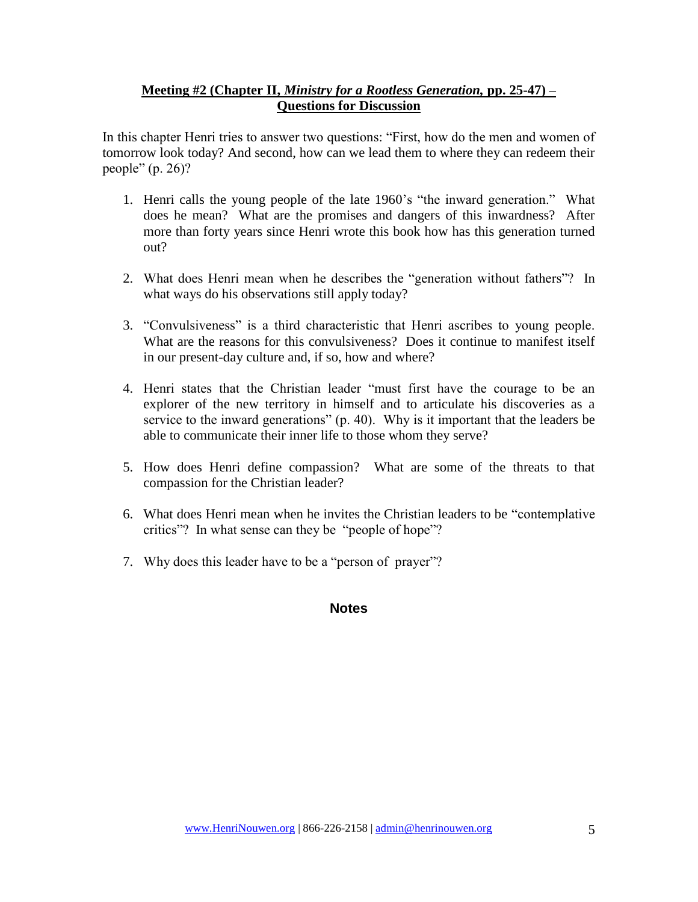## Meeting #2 (Chapter II, *Ministry for a Rootless Generation,* pp. 25-47) – Questions for Discussion

In this chapter Henri tries to answer two questions: "First, how do the men and women of tomorrow look today? And second, how can we lead them to where they can redeem their people" (p. 26)?

1. Henri calls the young people of the late 1960's "the inward generation." What does he mean? What are the promises and dangers of this inwardness? After more than forty years since Henri wrote this book how has this generation turned out?

2. What does Henri mean when he describes the "generation without fathers"? In what ways do his observations still apply today?

3. "Convulsiveness" is a third characteristic that Henri ascribes to young people. What are the reasons for this convulsiveness? Does it continue to manifest itself in our present-day culture and, if so, how and where?

4. Henri states that the Christian leader "must first have the courage to be an explorer of the new territory in himself and to articulate his discoveries as a service to the inward generations" (p. 40). Why is it important that the leaders be able to communicate their inner life to those whom they serve?

5. How does Henri define compassion? What are some of the threats to that compassion for the Christian leader?

6. What does Henri mean when he invites the Christian leaders to be "contemplative critics"? In what sense can they be "people of hope"?

7. Why does this leader have to be a "person of prayer"?

### Notes

www.HenriNouwen.org | 866-226-2158 | admin@henrinouwen.org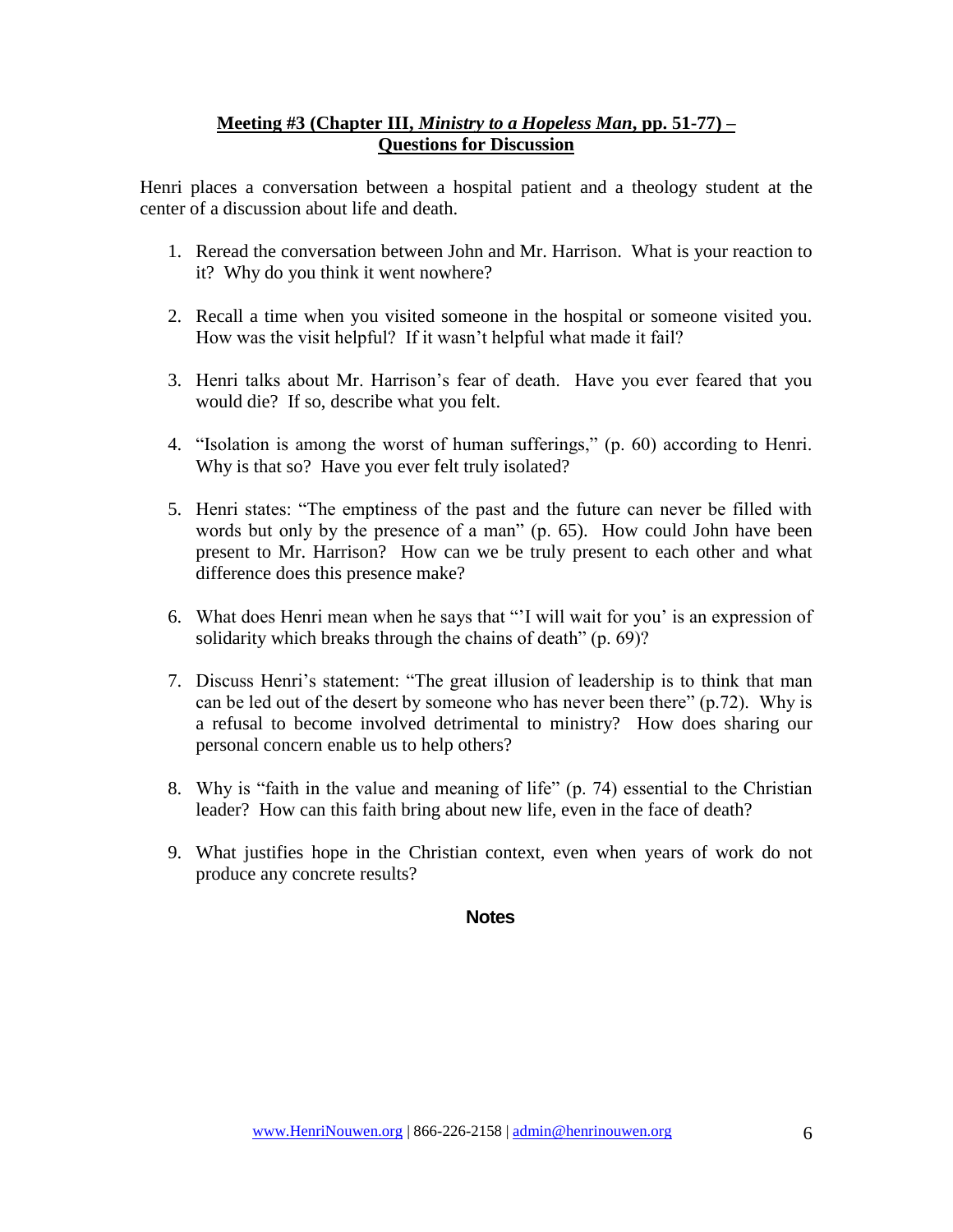## Meeting #3 (Chapter III, *Ministry to a Hopeless Man*, pp. 51-77) – Questions for Discussion

Henri places a conversation between a hospital patient and a theology student at the center of a discussion about life and death.

1. Reread the conversation between John and Mr. Harrison. What is your reaction to it? Why do you think it went nowhere?

2. Recall a time when you visited someone in the hospital or someone visited you. How was the visit helpful? If it wasn't helpful what made it fail?

3. Henri talks about Mr. Harrison's fear of death. Have you ever feared that you would die? If so, describe what you felt.

4. "Isolation is among the worst of human sufferings," (p. 60) according to Henri. Why is that so? Have you ever felt truly isolated?

5. Henri states: "The emptiness of the past and the future can never be filled with words but only by the presence of a man" (p. 65). How could John have been present to Mr. Harrison? How can we be truly present to each other and what difference does this presence make?

6. What does Henri mean when he says that "'I will wait for you' is an expression of solidarity which breaks through the chains of death" (p. 69)?

7. Discuss Henri's statement: "The great illusion of leadership is to think that man can be led out of the desert by someone who has never been there" (p.72). Why is a refusal to become involved detrimental to ministry? How does sharing our personal concern enable us to help others?

8. Why is "faith in the value and meaning of life" (p. 74) essential to the Christian leader? How can this faith bring about new life, even in the face of death?

9. What justifies hope in the Christian context, even when years of work do not produce any concrete results?

**Notes**

www.HenriNouwen.org | 866-226-2158 | admin@henrinouwen.org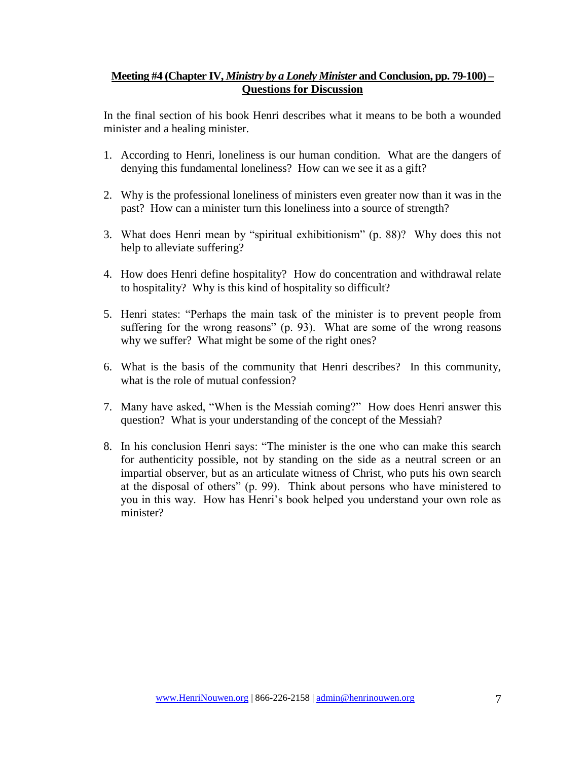**Meeting #4 (Chapter IV, *Ministry by a Lonely Minister* and Conclusion, pp. 79-100) – Questions for Discussion**

In the final section of his book Henri describes what it means to be both a wounded minister and a healing minister.

1. According to Henri, loneliness is our human condition. What are the dangers of denying this fundamental loneliness? How can we see it as a gift?

2. Why is the professional loneliness of ministers even greater now than it was in the past? How can a minister turn this loneliness into a source of strength?

3. What does Henri mean by "spiritual exhibitionism" (p. 88)? Why does this not help to alleviate suffering?

4. How does Henri define hospitality? How do concentration and withdrawal relate to hospitality? Why is this kind of hospitality so difficult?

5. Henri states: "Perhaps the main task of the minister is to prevent people from suffering for the wrong reasons" (p. 93). What are some of the wrong reasons why we suffer? What might be some of the right ones?

6. What is the basis of the community that Henri describes? In this community, what is the role of mutual confession?

7. Many have asked, "When is the Messiah coming?" How does Henri answer this question? What is your understanding of the concept of the Messiah?

8. In his conclusion Henri says: "The minister is the one who can make this search for authenticity possible, not by standing on the side as a neutral screen or an impartial observer, but as an articulate witness of Christ, who puts his own search at the disposal of others" (p. 99). Think about persons who have ministered to you in this way. How has Henri's book helped you understand your own role as minister?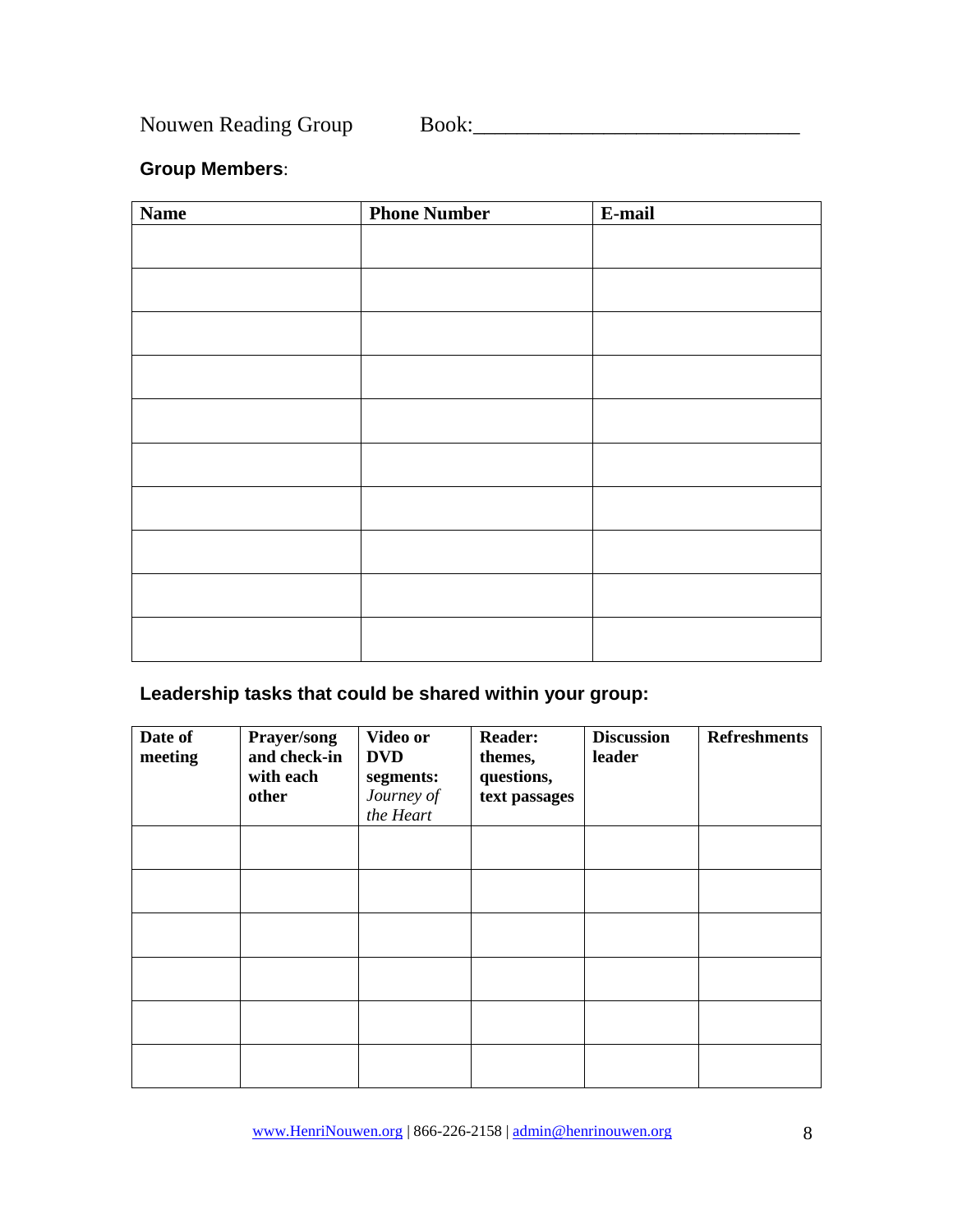Nouwen Reading Group Book:______________________________

**Group Members**:

| Name | Phone Number | E-mail |
|---|---|---|
| | | |
| | | |
| | | |
| | | |
| | | |
| | | |
| | | |
| | | |
| | | |
| | | |

**Leadership tasks that could be shared within your group:**

| Date of meeting | Prayer/song and check-in with each other | Video or DVD segments: *Journey of the Heart* | Reader: themes, questions, text passages | Discussion leader | Refreshments |
|---|---|---|---|---|---|
| | | | | | |
| | | | | | |
| | | | | | |
| | | | | | |
| | | | | | |
| | | | | | |

www.HenriNouwen.org | 866-226-2158 | admin@henrinouwen.org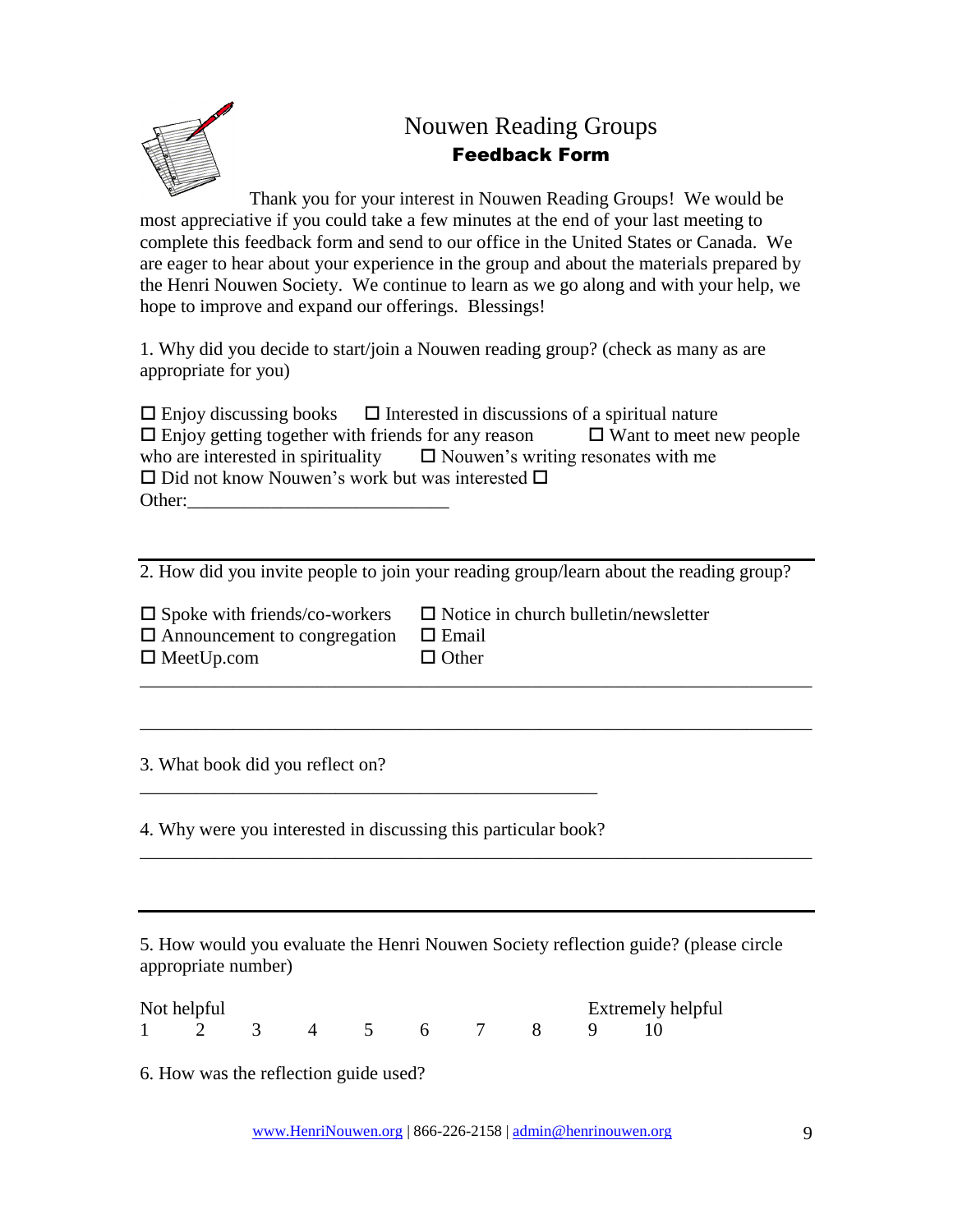# Nouwen Reading Groups

## **Feedback Form**

Thank you for your interest in Nouwen Reading Groups! We would be most appreciative if you could take a few minutes at the end of your last meeting to complete this feedback form and send to our office in the United States or Canada. We are eager to hear about your experience in the group and about the materials prepared by the Henri Nouwen Society. We continue to learn as we go along and with your help, we hope to improve and expand our offerings. Blessings!

1. Why did you decide to start/join a Nouwen reading group? (check as many as are appropriate for you)

☐ Enjoy discussing books ☐ Interested in discussions of a spiritual nature
☐ Enjoy getting together with friends for any reason ☐ Want to meet new people who are interested in spirituality ☐ Nouwen's writing resonates with me
☐ Did not know Nouwen's work but was interested ☐
Other:___________________________

---

2. How did you invite people to join your reading group/learn about the reading group?

☐ Spoke with friends/co-workers ☐ Notice in church bulletin/newsletter
☐ Announcement to congregation ☐ Email
☐ MeetUp.com ☐ Other

_______________________________________________________________________

_______________________________________________________________________

3. What book did you reflect on?

_____________________________________________

4. Why were you interested in discussing this particular book?

_______________________________________________________________________

---

5. How would you evaluate the Henri Nouwen Society reflection guide? (please circle appropriate number)

Not helpful Extremely helpful
1 2 3 4 5 6 7 8 9 10

6. How was the reflection guide used?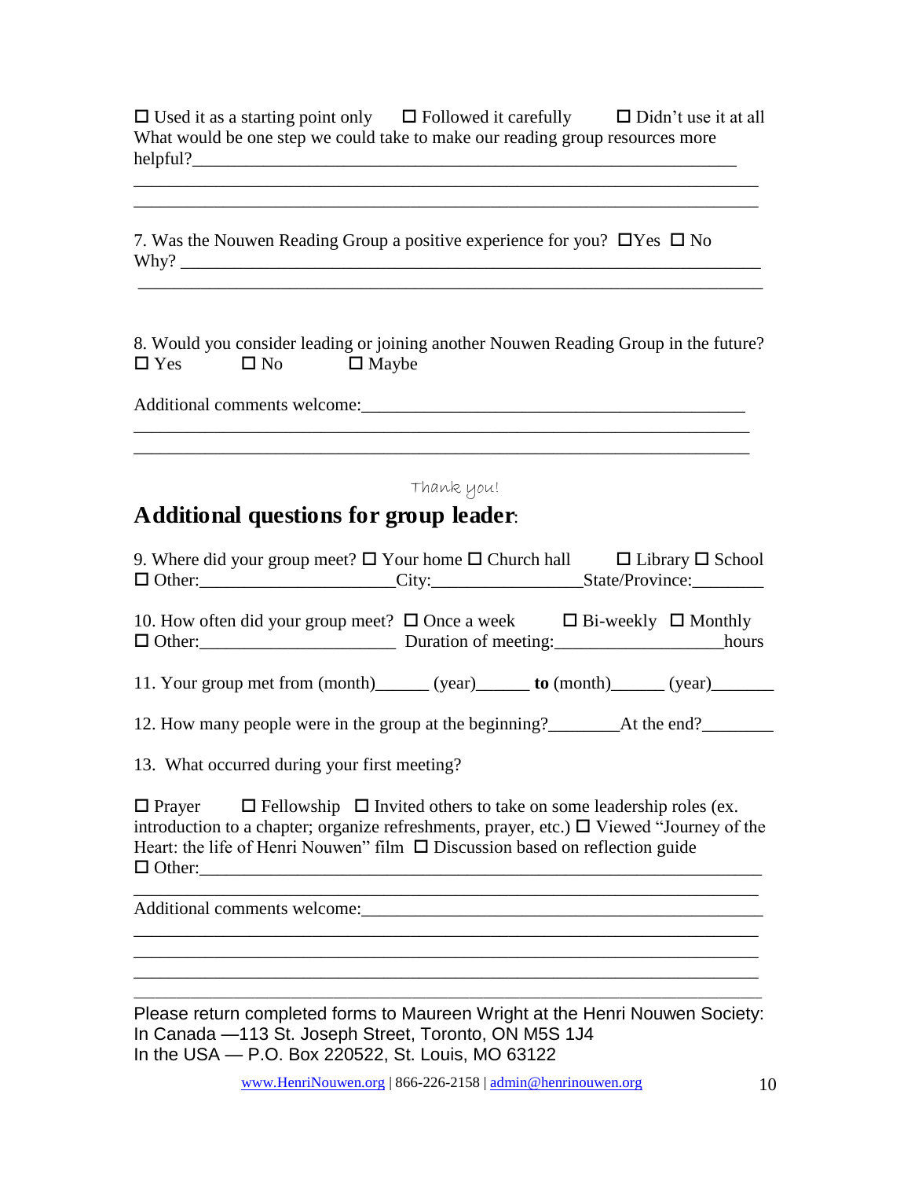☐ Used it as a starting point only ☐ Followed it carefully ☐ Didn't use it at all

What would be one step we could take to make our reading group resources more helpful?\_\_\_\_\_\_\_\_\_\_\_\_\_\_\_\_\_\_\_\_\_\_\_\_\_\_\_\_\_\_\_\_\_\_\_\_\_\_\_\_\_\_\_\_\_\_\_\_\_\_\_\_\_\_\_\_\_\_\_\_\_\_

\_\_\_\_\_\_\_\_\_\_\_\_\_\_\_\_\_\_\_\_\_\_\_\_\_\_\_\_\_\_\_\_\_\_\_\_\_\_\_\_\_\_\_\_\_\_\_\_\_\_\_\_\_\_\_\_\_\_\_\_\_\_\_\_\_\_\_\_\_\_

\_\_\_\_\_\_\_\_\_\_\_\_\_\_\_\_\_\_\_\_\_\_\_\_\_\_\_\_\_\_\_\_\_\_\_\_\_\_\_\_\_\_\_\_\_\_\_\_\_\_\_\_\_\_\_\_\_\_\_\_\_\_\_\_\_\_\_\_\_\_

7. Was the Nouwen Reading Group a positive experience for you? ☐Yes ☐ No

Why? \_\_\_\_\_\_\_\_\_\_\_\_\_\_\_\_\_\_\_\_\_\_\_\_\_\_\_\_\_\_\_\_\_\_\_\_\_\_\_\_\_\_\_\_\_\_\_\_\_\_\_\_\_\_\_\_\_\_\_\_\_\_\_\_\_\_\_

\_\_\_\_\_\_\_\_\_\_\_\_\_\_\_\_\_\_\_\_\_\_\_\_\_\_\_\_\_\_\_\_\_\_\_\_\_\_\_\_\_\_\_\_\_\_\_\_\_\_\_\_\_\_\_\_\_\_\_\_\_\_\_\_\_\_\_\_\_\_

8. Would you consider leading or joining another Nouwen Reading Group in the future?

☐ Yes ☐ No ☐ Maybe

Additional comments welcome:\_\_\_\_\_\_\_\_\_\_\_\_\_\_\_\_\_\_\_\_\_\_\_\_\_\_\_\_\_\_\_\_\_\_\_\_\_\_\_\_\_\_\_\_\_

\_\_\_\_\_\_\_\_\_\_\_\_\_\_\_\_\_\_\_\_\_\_\_\_\_\_\_\_\_\_\_\_\_\_\_\_\_\_\_\_\_\_\_\_\_\_\_\_\_\_\_\_\_\_\_\_\_\_\_\_\_\_\_\_\_\_\_\_\_\_

\_\_\_\_\_\_\_\_\_\_\_\_\_\_\_\_\_\_\_\_\_\_\_\_\_\_\_\_\_\_\_\_\_\_\_\_\_\_\_\_\_\_\_\_\_\_\_\_\_\_\_\_\_\_\_\_\_\_\_\_\_\_\_\_\_\_\_\_\_\_

Thank you!

## Additional questions for group leader:

9. Where did your group meet? ☐ Your home ☐ Church hall ☐ Library ☐ School
☐ Other:\_\_\_\_\_\_\_\_\_\_\_\_\_\_\_\_\_\_\_\_\_\_City:\_\_\_\_\_\_\_\_\_\_\_\_\_\_\_\_\_State/Province:\_\_\_\_\_\_\_\_

10. How often did your group meet? ☐ Once a week ☐ Bi-weekly ☐ Monthly
☐ Other:\_\_\_\_\_\_\_\_\_\_\_\_\_\_\_\_\_\_\_\_\_\_ Duration of meeting:\_\_\_\_\_\_\_\_\_\_\_\_\_\_\_\_\_\_\_hours

11. Your group met from (month)\_\_\_\_\_\_ (year)\_\_\_\_\_\_ **to** (month)\_\_\_\_\_\_ (year)\_\_\_\_\_\_\_

12. How many people were in the group at the beginning?\_\_\_\_\_\_\_\_At the end?\_\_\_\_\_\_\_\_

13. What occurred during your first meeting?

☐ Prayer ☐ Fellowship ☐ Invited others to take on some leadership roles (ex. introduction to a chapter; organize refreshments, prayer, etc.) ☐ Viewed "Journey of the Heart: the life of Henri Nouwen" film ☐ Discussion based on reflection guide
☐ Other:\_\_\_\_\_\_\_\_\_\_\_\_\_\_\_\_\_\_\_\_\_\_\_\_\_\_\_\_\_\_\_\_\_\_\_\_\_\_\_\_\_\_\_\_\_\_\_\_\_\_\_\_\_\_\_\_\_\_\_\_\_\_\_

\_\_\_\_\_\_\_\_\_\_\_\_\_\_\_\_\_\_\_\_\_\_\_\_\_\_\_\_\_\_\_\_\_\_\_\_\_\_\_\_\_\_\_\_\_\_\_\_\_\_\_\_\_\_\_\_\_\_\_\_\_\_\_\_\_\_\_\_\_\_

Additional comments welcome:\_\_\_\_\_\_\_\_\_\_\_\_\_\_\_\_\_\_\_\_\_\_\_\_\_\_\_\_\_\_\_\_\_\_\_\_\_\_\_\_\_\_\_\_\_

\_\_\_\_\_\_\_\_\_\_\_\_\_\_\_\_\_\_\_\_\_\_\_\_\_\_\_\_\_\_\_\_\_\_\_\_\_\_\_\_\_\_\_\_\_\_\_\_\_\_\_\_\_\_\_\_\_\_\_\_\_\_\_\_\_\_\_\_\_\_

\_\_\_\_\_\_\_\_\_\_\_\_\_\_\_\_\_\_\_\_\_\_\_\_\_\_\_\_\_\_\_\_\_\_\_\_\_\_\_\_\_\_\_\_\_\_\_\_\_\_\_\_\_\_\_\_\_\_\_\_\_\_\_\_\_\_\_\_\_\_

\_\_\_\_\_\_\_\_\_\_\_\_\_\_\_\_\_\_\_\_\_\_\_\_\_\_\_\_\_\_\_\_\_\_\_\_\_\_\_\_\_\_\_\_\_\_\_\_\_\_\_\_\_\_\_\_\_\_\_\_\_\_\_\_\_\_\_\_\_\_

Please return completed forms to Maureen Wright at the Henri Nouwen Society:
In Canada —113 St. Joseph Street, Toronto, ON M5S 1J4
In the USA — P.O. Box 220522, St. Louis, MO 63122

www.HenriNouwen.org | 866-226-2158 | admin@henrinouwen.org